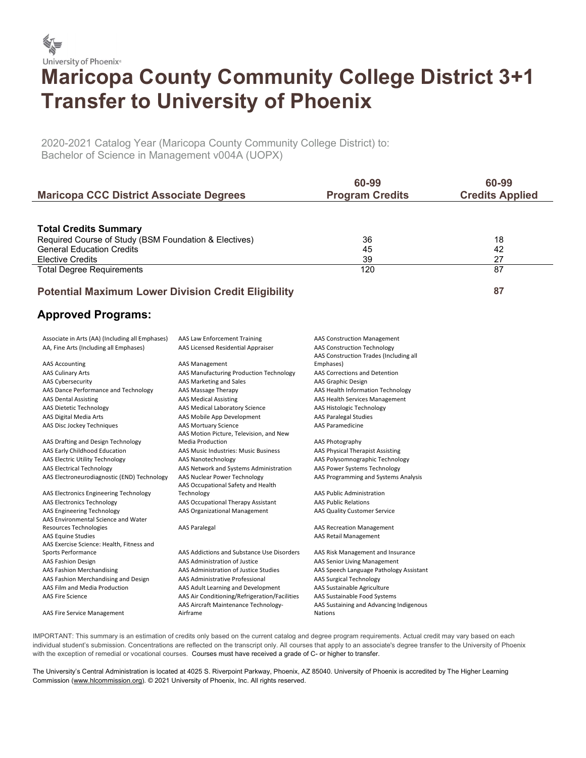University of Phoenix®

# Maricopa County Community College District 3+1 Transfer to University of Phoenix

2020-2021 Catalog Year (Maricopa County Community College District) to:
Bachelor of Science in Management v004A (UOPX)

| Maricopa CCC District Associate Degrees | 60-99 Program Credits | 60-99 Credits Applied |
|---|---|---|
| **Total Credits Summary** | | |
| Required Course of Study (BSM Foundation & Electives) | 36 | 18 |
| General Education Credits | 45 | 42 |
| Elective Credits | 39 | 27 |
| Total Degree Requirements | 120 | 87 |

**Potential Maximum Lower Division Credit Eligibility** **87**

## Approved Programs:

- Associate in Arts (AA) (Including all Emphases)
- AA, Fine Arts (Including all Emphases)
- AAS Accounting
- AAS Culinary Arts
- AAS Cybersecurity
- AAS Dance Performance and Technology
- AAS Dental Assisting
- AAS Dietetic Technology
- AAS Digital Media Arts
- AAS Disc Jockey Techniques
- AAS Drafting and Design Technology
- AAS Early Childhood Education
- AAS Electric Utility Technology
- AAS Electrical Technology
- AAS Electroneurodiagnostic (END) Technology
- AAS Electronics Engineering Technology
- AAS Electronics Technology
- AAS Engineering Technology
- AAS Environmental Science and Water Resources Technologies
- AAS Equine Studies
- AAS Exercise Science: Health, Fitness and Sports Performance
- AAS Fashion Design
- AAS Fashion Merchandising
- AAS Fashion Merchandising and Design
- AAS Film and Media Production
- AAS Fire Science
- AAS Fire Service Management
- AAS Law Enforcement Training
- AAS Licensed Residential Appraiser
- AAS Management
- AAS Manufacturing Production Technology
- AAS Marketing and Sales
- AAS Massage Therapy
- AAS Medical Assisting
- AAS Medical Laboratory Science
- AAS Mobile App Development
- AAS Mortuary Science
- AAS Motion Picture, Television, and New Media Production
- AAS Music Industries: Music Business
- AAS Nanotechnology
- AAS Network and Systems Administration
- AAS Nuclear Power Technology
- AAS Occupational Safety and Health Technology
- AAS Occupational Therapy Assistant
- AAS Organizational Management
- AAS Paralegal
- AAS Addictions and Substance Use Disorders
- AAS Administration of Justice
- AAS Administration of Justice Studies
- AAS Administrative Professional
- AAS Adult Learning and Development
- AAS Air Conditioning/Refrigeration/Facilities
- AAS Aircraft Maintenance Technology-Airframe
- AAS Construction Management
- AAS Construction Technology
- AAS Construction Trades (Including all Emphases)
- AAS Corrections and Detention
- AAS Graphic Design
- AAS Health Information Technology
- AAS Health Services Management
- AAS Histologic Technology
- AAS Paralegal Studies
- AAS Paramedicine
- AAS Photography
- AAS Physical Therapist Assisting
- AAS Polysomnographic Technology
- AAS Power Systems Technology
- AAS Programming and Systems Analysis
- AAS Public Administration
- AAS Public Relations
- AAS Quality Customer Service
- AAS Recreation Management
- AAS Retail Management
- AAS Risk Management and Insurance
- AAS Senior Living Management
- AAS Speech Language Pathology Assistant
- AAS Surgical Technology
- AAS Sustainable Agriculture
- AAS Sustainable Food Systems
- AAS Sustaining and Advancing Indigenous Nations

IMPORTANT: This summary is an estimation of credits only based on the current catalog and degree program requirements. Actual credit may vary based on each individual student's submission. Concentrations are reflected on the transcript only. All courses that apply to an associate's degree transfer to the University of Phoenix with the exception of remedial or vocational courses. Courses must have received a grade of C- or higher to transfer.

The University's Central Administration is located at 4025 S. Riverpoint Parkway, Phoenix, AZ 85040. University of Phoenix is accredited by The Higher Learning Commission (www.hlcommission.org). © 2021 University of Phoenix, Inc. All rights reserved.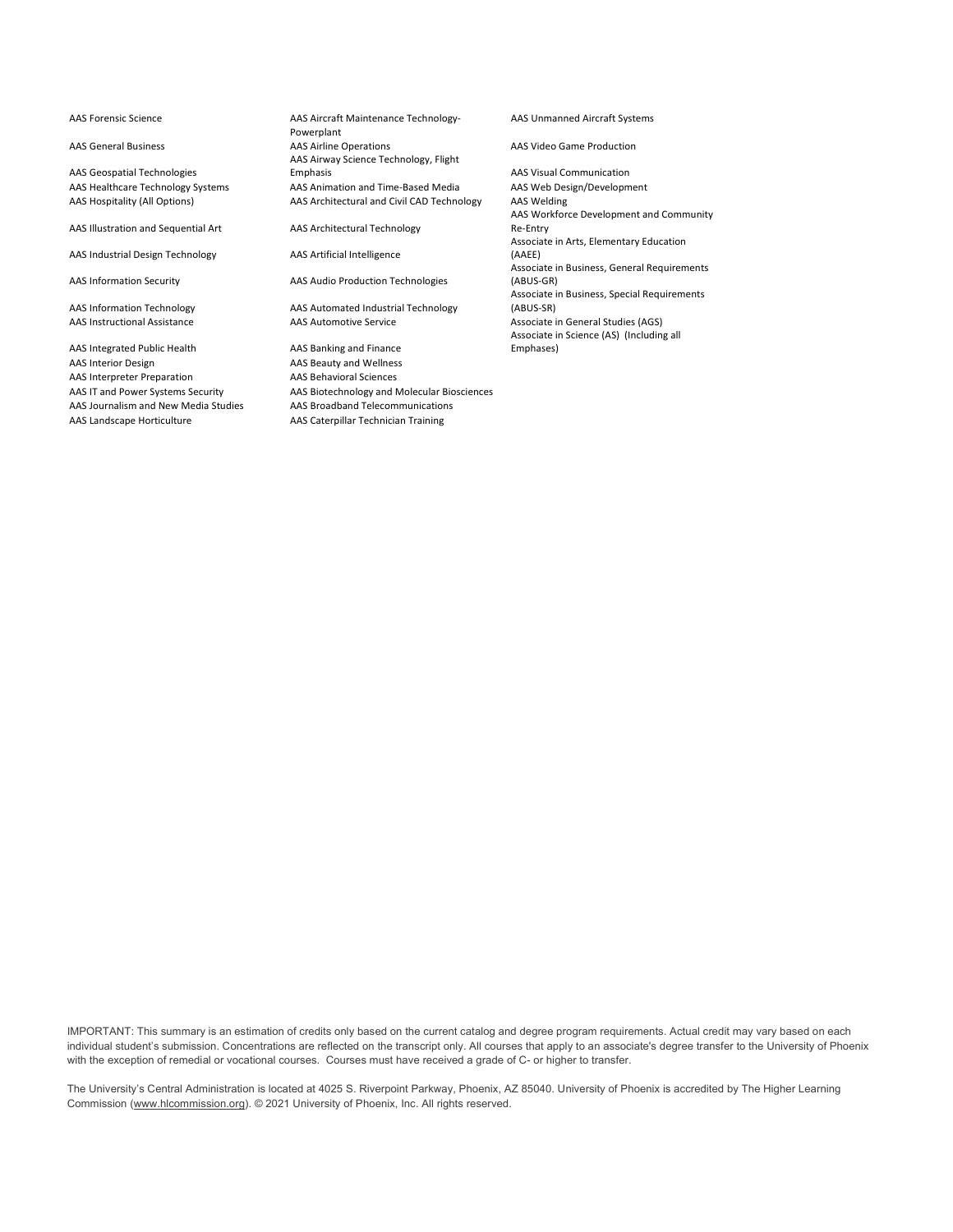AAS Forensic Science
AAS General Business
AAS Geospatial Technologies
AAS Healthcare Technology Systems
AAS Hospitality (All Options)
AAS Illustration and Sequential Art
AAS Industrial Design Technology
AAS Information Security
AAS Information Technology
AAS Instructional Assistance
AAS Integrated Public Health
AAS Interior Design
AAS Interpreter Preparation
AAS IT and Power Systems Security
AAS Journalism and New Media Studies
AAS Landscape Horticulture

AAS Aircraft Maintenance Technology-Powerplant
AAS Airline Operations
AAS Airway Science Technology, Flight Emphasis
AAS Animation and Time-Based Media
AAS Architectural and Civil CAD Technology
AAS Architectural Technology
AAS Artificial Intelligence
AAS Audio Production Technologies
AAS Automated Industrial Technology
AAS Automotive Service
AAS Banking and Finance
AAS Beauty and Wellness
AAS Behavioral Sciences
AAS Biotechnology and Molecular Biosciences
AAS Broadband Telecommunications
AAS Caterpillar Technician Training

AAS Unmanned Aircraft Systems
AAS Video Game Production
AAS Visual Communication
AAS Web Design/Development
AAS Welding
AAS Workforce Development and Community Re-Entry
Associate in Arts, Elementary Education (AAEE)
Associate in Business, General Requirements (ABUS-GR)
Associate in Business, Special Requirements (ABUS-SR)
Associate in General Studies (AGS)
Associate in Science (AS) (Including all Emphases)

IMPORTANT: This summary is an estimation of credits only based on the current catalog and degree program requirements. Actual credit may vary based on each individual student's submission. Concentrations are reflected on the transcript only. All courses that apply to an associate's degree transfer to the University of Phoenix with the exception of remedial or vocational courses. Courses must have received a grade of C- or higher to transfer.

The University's Central Administration is located at 4025 S. Riverpoint Parkway, Phoenix, AZ 85040. University of Phoenix is accredited by The Higher Learning Commission (www.hlcommission.org). © 2021 University of Phoenix, Inc. All rights reserved.